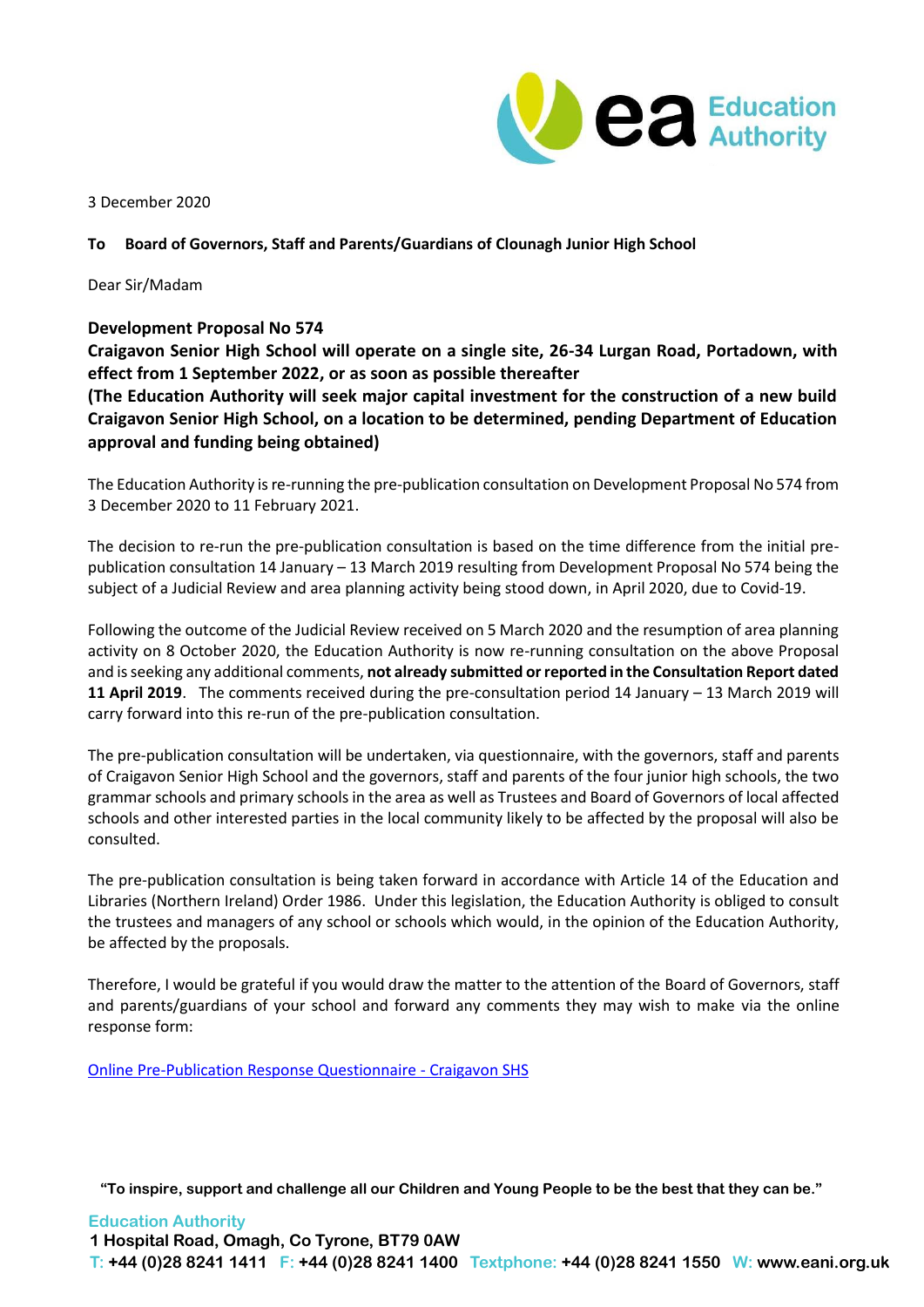3 December 2020

**To Board of Governors, Staff and Parents/Guardians of Clounagh Junior High School**

Dear Sir/Madam

**Development Proposal No 574**
**Craigavon Senior High School will operate on a single site, 26-34 Lurgan Road, Portadown, with effect from 1 September 2022, or as soon as possible thereafter**
**(The Education Authority will seek major capital investment for the construction of a new build Craigavon Senior High School, on a location to be determined, pending Department of Education approval and funding being obtained)**

The Education Authority is re-running the pre-publication consultation on Development Proposal No 574 from 3 December 2020 to 11 February 2021.

The decision to re-run the pre-publication consultation is based on the time difference from the initial pre-publication consultation 14 January – 13 March 2019 resulting from Development Proposal No 574 being the subject of a Judicial Review and area planning activity being stood down, in April 2020, due to Covid-19.

Following the outcome of the Judicial Review received on 5 March 2020 and the resumption of area planning activity on 8 October 2020, the Education Authority is now re-running consultation on the above Proposal and is seeking any additional comments, **not already submitted or reported in the Consultation Report dated 11 April 2019**. The comments received during the pre-consultation period 14 January – 13 March 2019 will carry forward into this re-run of the pre-publication consultation.

The pre-publication consultation will be undertaken, via questionnaire, with the governors, staff and parents of Craigavon Senior High School and the governors, staff and parents of the four junior high schools, the two grammar schools and primary schools in the area as well as Trustees and Board of Governors of local affected schools and other interested parties in the local community likely to be affected by the proposal will also be consulted.

The pre-publication consultation is being taken forward in accordance with Article 14 of the Education and Libraries (Northern Ireland) Order 1986. Under this legislation, the Education Authority is obliged to consult the trustees and managers of any school or schools which would, in the opinion of the Education Authority, be affected by the proposals.

Therefore, I would be grateful if you would draw the matter to the attention of the Board of Governors, staff and parents/guardians of your school and forward any comments they may wish to make via the online response form:

Online Pre-Publication Response Questionnaire - Craigavon SHS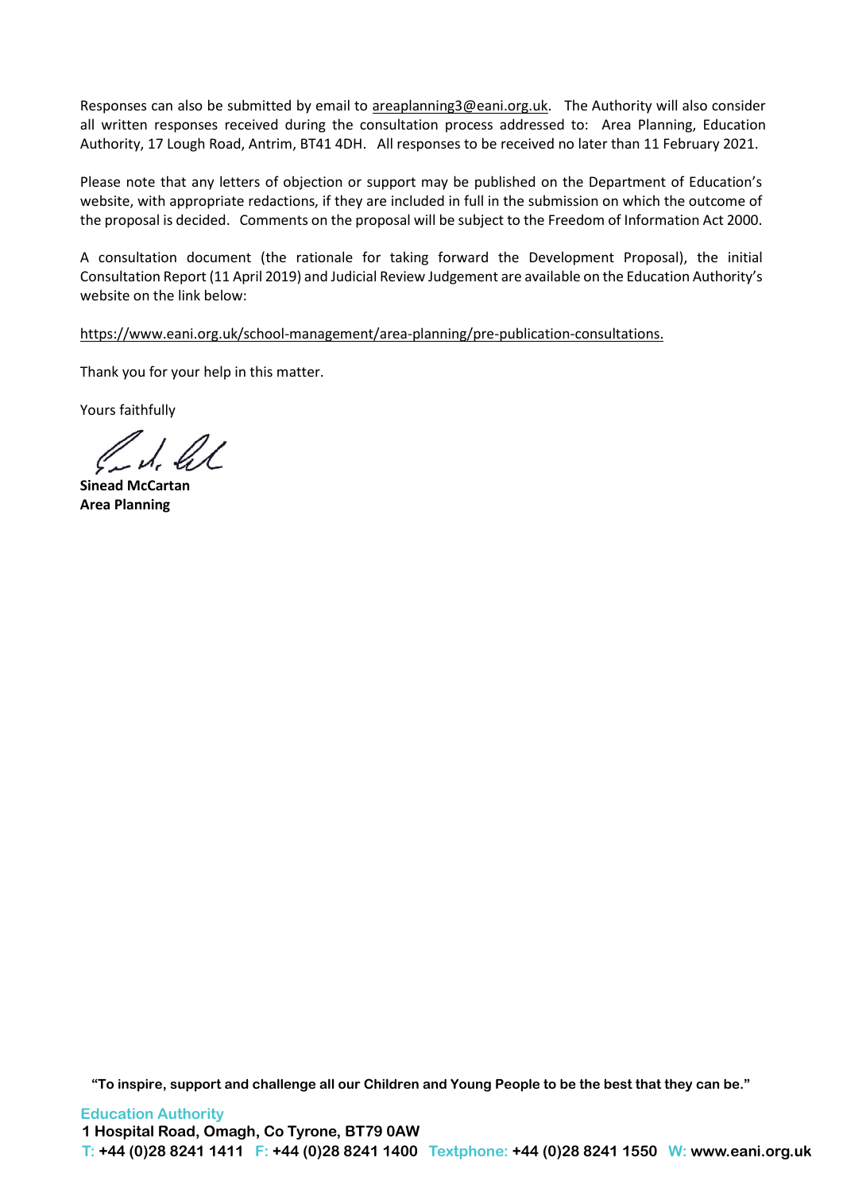Responses can also be submitted by email to areaplanning3@eani.org.uk. The Authority will also consider all written responses received during the consultation process addressed to: Area Planning, Education Authority, 17 Lough Road, Antrim, BT41 4DH. All responses to be received no later than 11 February 2021.

Please note that any letters of objection or support may be published on the Department of Education's website, with appropriate redactions, if they are included in full in the submission on which the outcome of the proposal is decided. Comments on the proposal will be subject to the Freedom of Information Act 2000.

A consultation document (the rationale for taking forward the Development Proposal), the initial Consultation Report (11 April 2019) and Judicial Review Judgement are available on the Education Authority's website on the link below:

https://www.eani.org.uk/school-management/area-planning/pre-publication-consultations.

Thank you for your help in this matter.

Yours faithfully

**Sinead McCartan**
**Area Planning**

**"To inspire, support and challenge all our Children and Young People to be the best that they can be."**

Education Authority
**1 Hospital Road, Omagh, Co Tyrone, BT79 0AW**
T: **+44 (0)28 8241 1411** F: **+44 (0)28 8241 1400** Textphone: **+44 (0)28 8241 1550** W: **www.eani.org.uk**